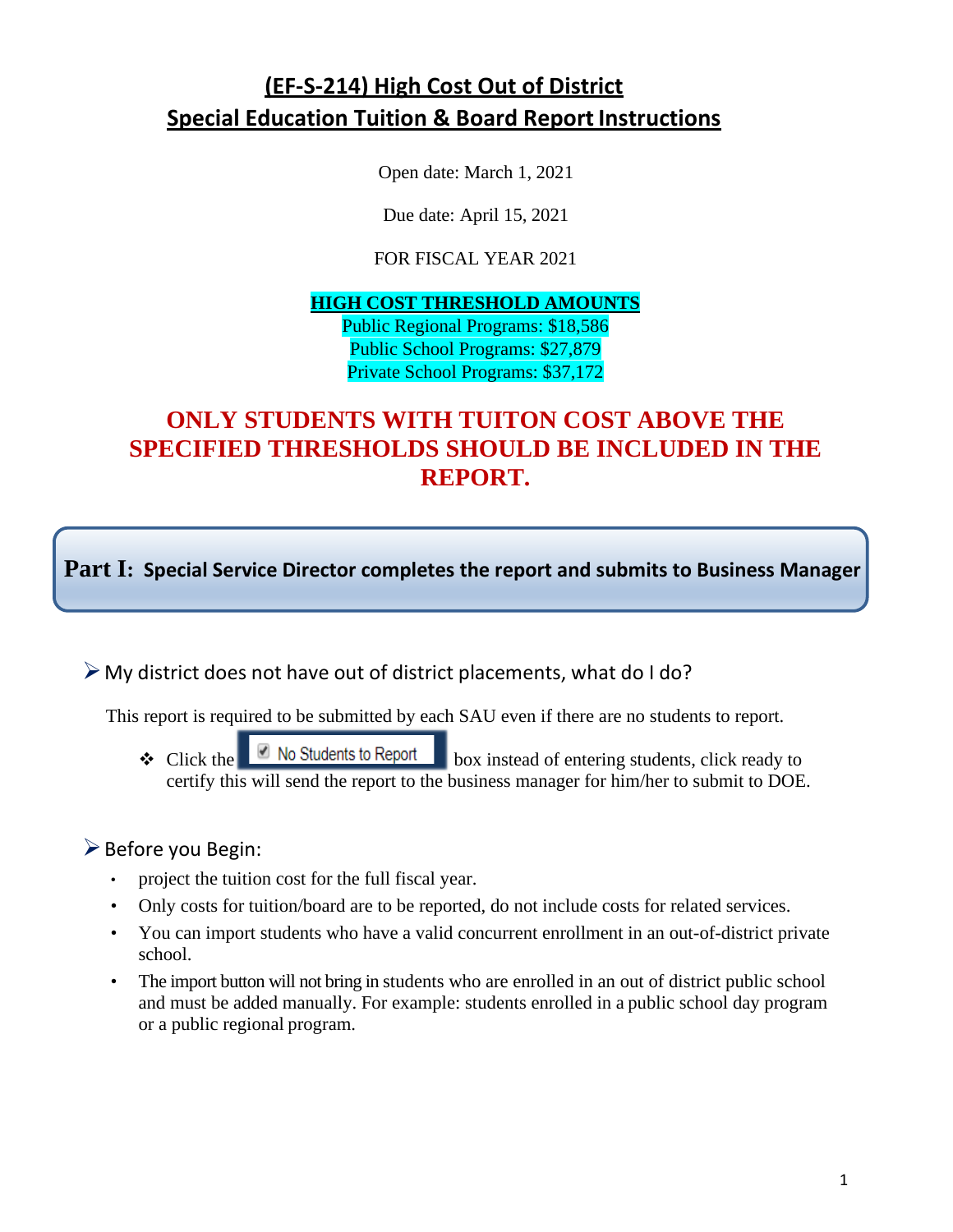# (EF-S-214) High Cost Out of District
# Special Education Tuition & Board Report Instructions

Open date: March 1, 2021

Due date: April 15, 2021

FOR FISCAL YEAR 2021

**HIGH COST THRESHOLD AMOUNTS**

Public Regional Programs: $18,586

Public School Programs: $27,879

Private School Programs: $37,172

**ONLY STUDENTS WITH TUITON COST ABOVE THE SPECIFIED THRESHOLDS SHOULD BE INCLUDED IN THE REPORT.**

## Part I: Special Service Director completes the report and submits to Business Manager

### ➢ My district does not have out of district placements, what do I do?

This report is required to be submitted by each SAU even if there are no students to report.

- ❖ Click the ☑ No Students to Report box instead of entering students, click ready to certify this will send the report to the business manager for him/her to submit to DOE.

### ➢ Before you Begin:

- project the tuition cost for the full fiscal year.
- Only costs for tuition/board are to be reported, do not include costs for related services.
- You can import students who have a valid concurrent enrollment in an out-of-district private school.
- The import button will not bring in students who are enrolled in an out of district public school and must be added manually. For example: students enrolled in a public school day program or a public regional program.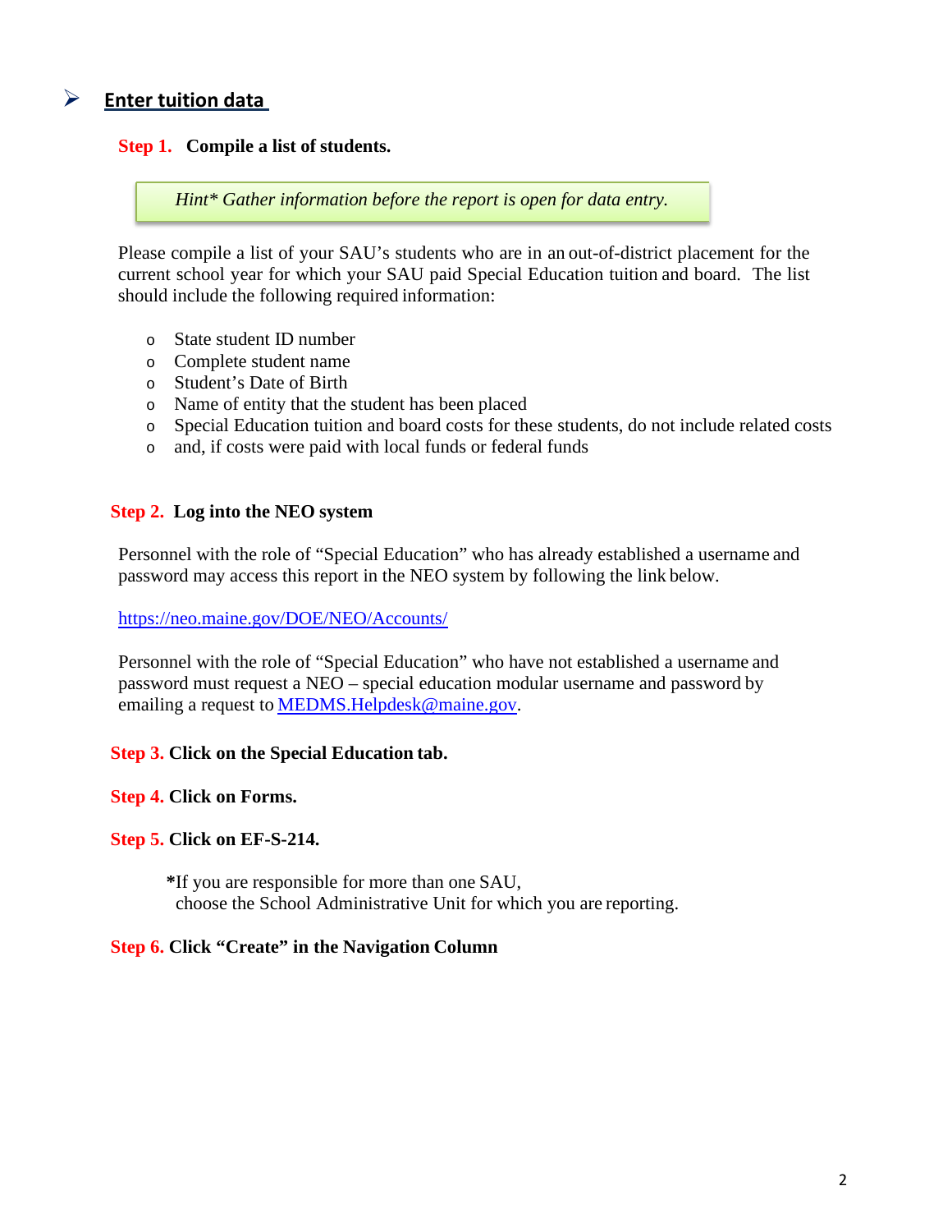## ➢ Enter tuition data

**Step 1. Compile a list of students.**

> *Hint* Gather information before the report is open for data entry.*

Please compile a list of your SAU's students who are in an out-of-district placement for the current school year for which your SAU paid Special Education tuition and board. The list should include the following required information:

- State student ID number
- Complete student name
- Student's Date of Birth
- Name of entity that the student has been placed
- Special Education tuition and board costs for these students, do not include related costs
- and, if costs were paid with local funds or federal funds

**Step 2. Log into the NEO system**

Personnel with the role of "Special Education" who has already established a username and password may access this report in the NEO system by following the link below.

https://neo.maine.gov/DOE/NEO/Accounts/

Personnel with the role of "Special Education" who have not established a username and password must request a NEO – special education modular username and password by emailing a request to MEDMS.Helpdesk@maine.gov.

**Step 3. Click on the Special Education tab.**

**Step 4. Click on Forms.**

**Step 5. Click on EF-S-214.**

**\***If you are responsible for more than one SAU, choose the School Administrative Unit for which you are reporting.

**Step 6. Click "Create" in the Navigation Column**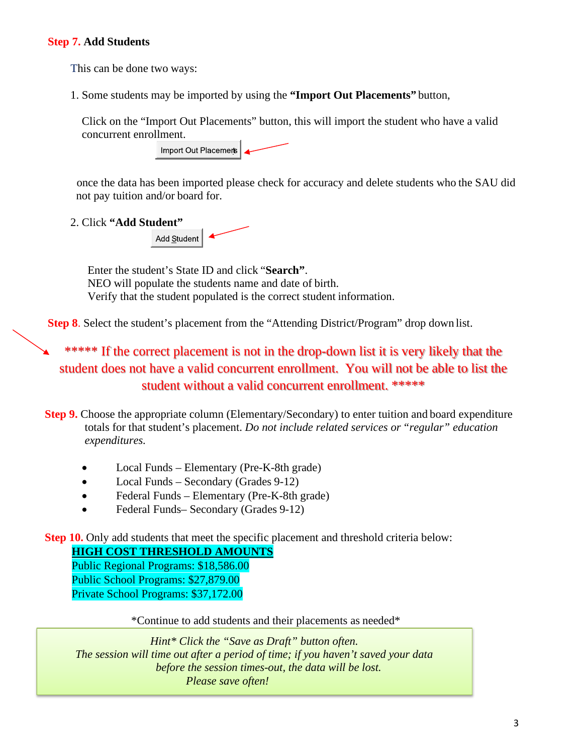**Step 7. Add Students**

This can be done two ways:

1. Some students may be imported by using the **"Import Out Placements"** button,

Click on the "Import Out Placements" button, this will import the student who have a valid concurrent enrollment.

Import Out Placements

once the data has been imported please check for accuracy and delete students who the SAU did not pay tuition and/or board for.

2. Click **"Add Student"**

Add Student

Enter the student's State ID and click "**Search"**.
NEO will populate the students name and date of birth.
Verify that the student populated is the correct student information.

**Step 8**. Select the student's placement from the "Attending District/Program" drop down list.

***** If the correct placement is not in the drop-down list it is very likely that the student does not have a valid concurrent enrollment. You will not be able to list the student without a valid concurrent enrollment. *****

**Step 9.** Choose the appropriate column (Elementary/Secondary) to enter tuition and board expenditure totals for that student's placement. *Do not include related services or "regular" education expenditures.*

- Local Funds – Elementary (Pre-K-8th grade)
- Local Funds – Secondary (Grades 9-12)
- Federal Funds – Elementary (Pre-K-8th grade)
- Federal Funds– Secondary (Grades 9-12)

**Step 10.** Only add students that meet the specific placement and threshold criteria below:

**HIGH COST THRESHOLD AMOUNTS**
Public Regional Programs: $18,586.00
Public School Programs: $27,879.00
Private School Programs: $37,172.00

*Continue to add students and their placements as needed*

*Hint* Click the "Save as Draft" button often.*
*The session will time out after a period of time; if you haven't saved your data before the session times-out, the data will be lost.*
*Please save often!*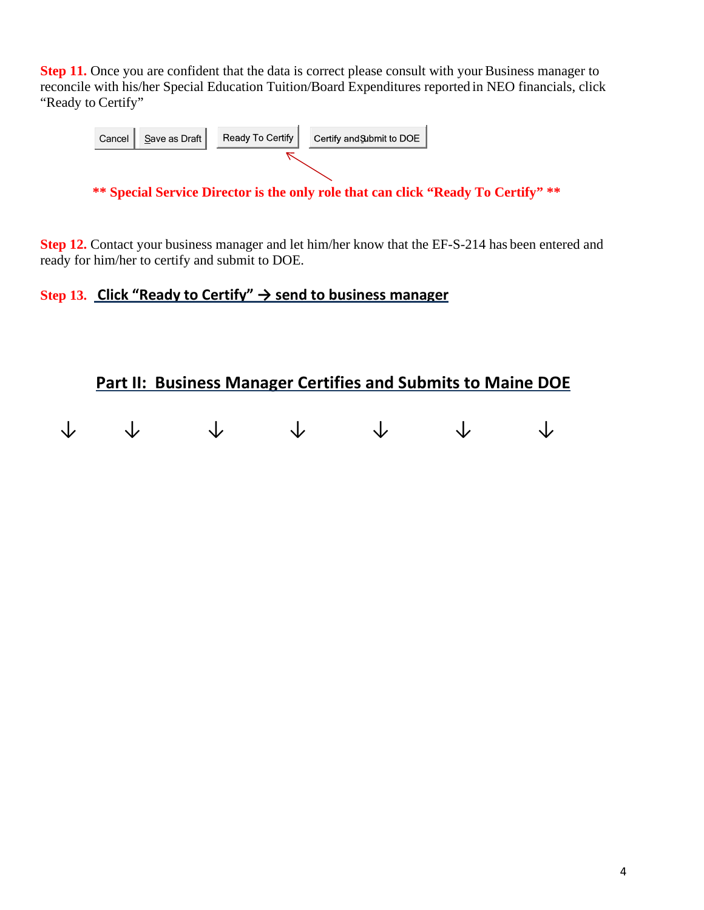**Step 11.** Once you are confident that the data is correct please consult with your Business manager to reconcile with his/her Special Education Tuition/Board Expenditures reported in NEO financials, click "Ready to Certify"

Cancel | Save as Draft | Ready To Certify | Certify and Submit to DOE

**\*\* Special Service Director is the only role that can click "Ready To Certify" \*\***

**Step 12.** Contact your business manager and let him/her know that the EF-S-214 has been entered and ready for him/her to certify and submit to DOE.

**Step 13.** <u>**Click "Ready to Certify" → send to business manager**</u>

## <u>Part II: Business Manager Certifies and Submits to Maine DOE</u>

↓ ↓ ↓ ↓ ↓ ↓ ↓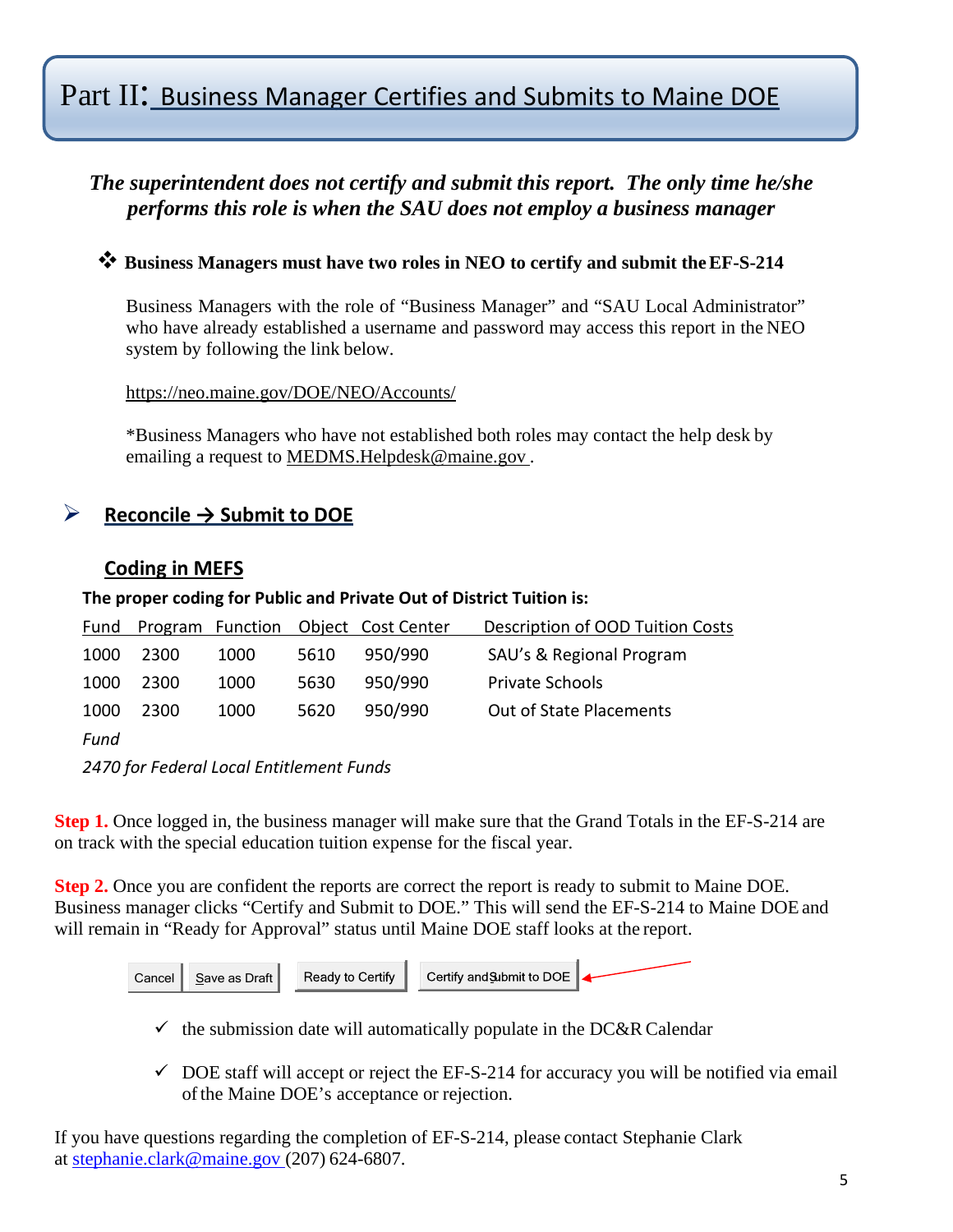# Part II: Business Manager Certifies and Submits to Maine DOE

***The superintendent does not certify and submit this report. The only time he/she performs this role is when the SAU does not employ a business manager***

❖ **Business Managers must have two roles in NEO to certify and submit the EF-S-214**

Business Managers with the role of "Business Manager" and "SAU Local Administrator" who have already established a username and password may access this report in the NEO system by following the link below.

https://neo.maine.gov/DOE/NEO/Accounts/

*Business Managers who have not established both roles may contact the help desk by emailing a request to MEDMS.Helpdesk@maine.gov .

## ➢ Reconcile → Submit to DOE

### Coding in MEFS

**The proper coding for Public and Private Out of District Tuition is:**

| Fund | Program | Function | Object | Cost Center | Description of OOD Tuition Costs |
|---|---|---|---|---|---|
| 1000 | 2300 | 1000 | 5610 | 950/990 | SAU's & Regional Program |
| 1000 | 2300 | 1000 | 5630 | 950/990 | Private Schools |
| 1000 | 2300 | 1000 | 5620 | 950/990 | Out of State Placements |

*Fund*

*2470 for Federal Local Entitlement Funds*

**Step 1.** Once logged in, the business manager will make sure that the Grand Totals in the EF-S-214 are on track with the special education tuition expense for the fiscal year.

**Step 2.** Once you are confident the reports are correct the report is ready to submit to Maine DOE. Business manager clicks "Certify and Submit to DOE." This will send the EF-S-214 to Maine DOE and will remain in "Ready for Approval" status until Maine DOE staff looks at the report.

Cancel | Save as Draft | Ready to Certify | Certify and Submit to DOE

- ✓ the submission date will automatically populate in the DC&R Calendar
- ✓ DOE staff will accept or reject the EF-S-214 for accuracy you will be notified via email of the Maine DOE's acceptance or rejection.

If you have questions regarding the completion of EF-S-214, please contact Stephanie Clark at stephanie.clark@maine.gov (207) 624-6807.